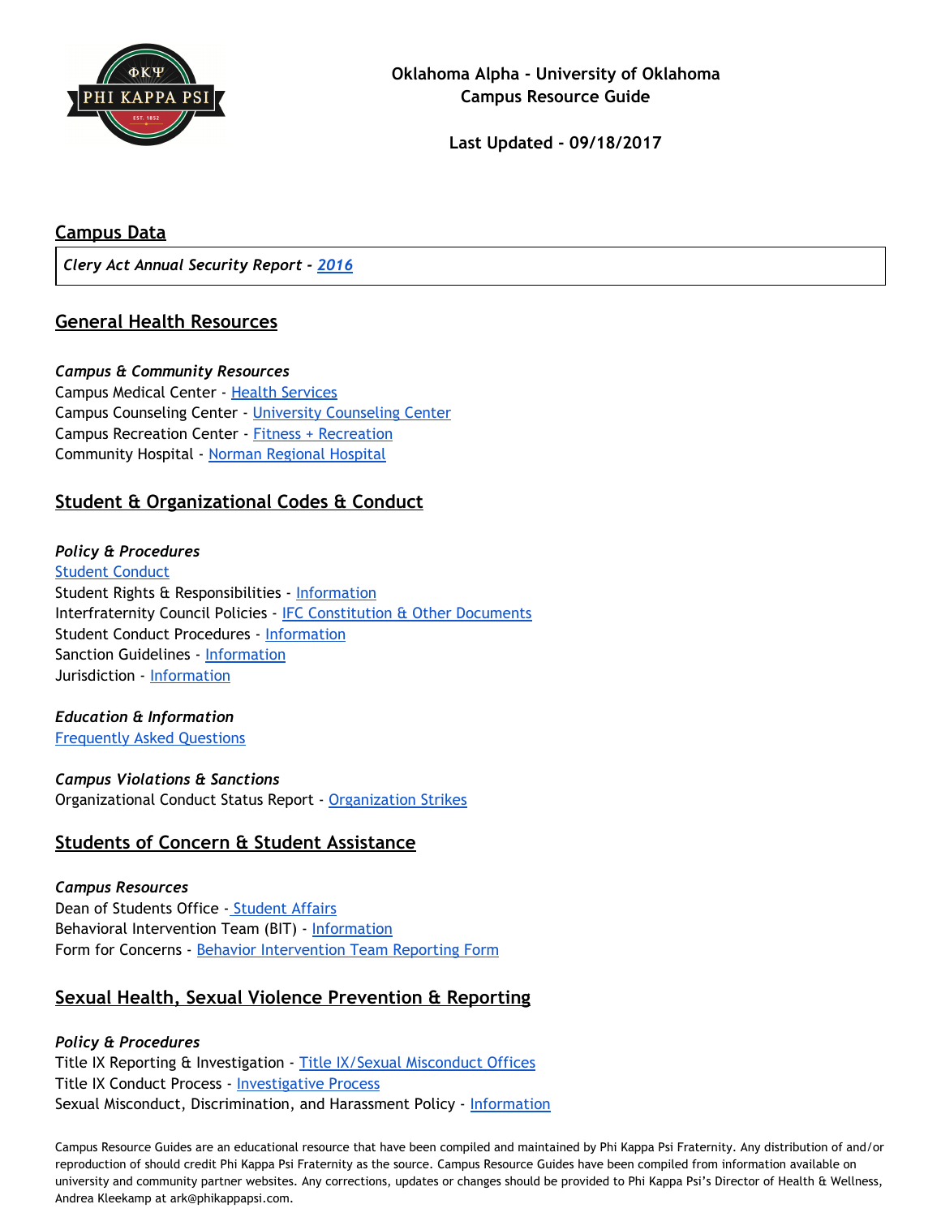**Oklahoma Alpha - University of Oklahoma**
**Campus Resource Guide**

**Last Updated - 09/18/2017**

## Campus Data

***Clery Act Annual Security Report - 2016***

## General Health Resources

***Campus & Community Resources***
Campus Medical Center - Health Services
Campus Counseling Center - University Counseling Center
Campus Recreation Center - Fitness + Recreation
Community Hospital - Norman Regional Hospital

## Student & Organizational Codes & Conduct

***Policy & Procedures***
Student Conduct
Student Rights & Responsibilities - Information
Interfraternity Council Policies - IFC Constitution & Other Documents
Student Conduct Procedures - Information
Sanction Guidelines - Information
Jurisdiction - Information

***Education & Information***
Frequently Asked Questions

***Campus Violations & Sanctions***
Organizational Conduct Status Report - Organization Strikes

## Students of Concern & Student Assistance

***Campus Resources***
Dean of Students Office - Student Affairs
Behavioral Intervention Team (BIT) - Information
Form for Concerns - Behavior Intervention Team Reporting Form

## Sexual Health, Sexual Violence Prevention & Reporting

***Policy & Procedures***
Title IX Reporting & Investigation - Title IX/Sexual Misconduct Offices
Title IX Conduct Process - Investigative Process
Sexual Misconduct, Discrimination, and Harassment Policy - Information

Campus Resource Guides are an educational resource that have been compiled and maintained by Phi Kappa Psi Fraternity. Any distribution of and/or reproduction of should credit Phi Kappa Psi Fraternity as the source. Campus Resource Guides have been compiled from information available on university and community partner websites. Any corrections, updates or changes should be provided to Phi Kappa Psi's Director of Health & Wellness, Andrea Kleekamp at ark@phikappapsi.com.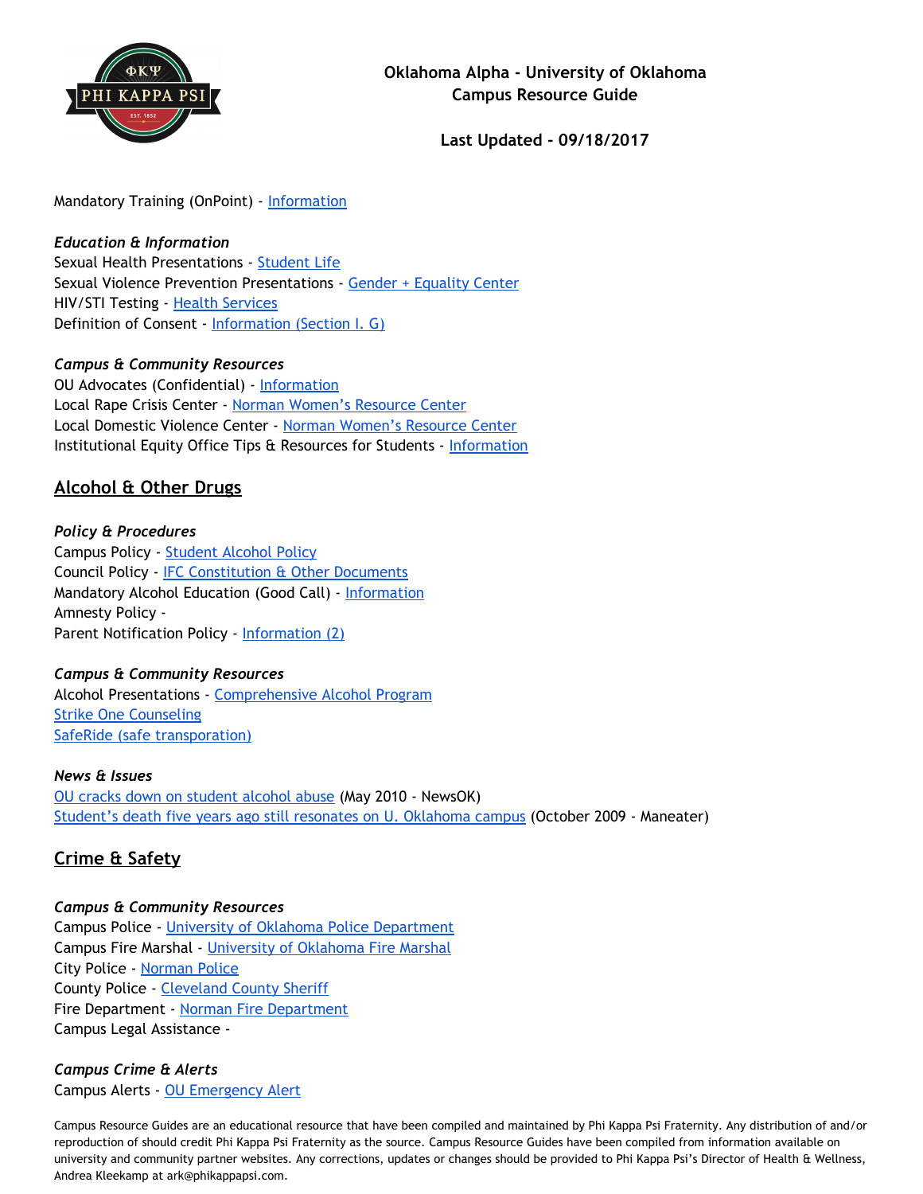Oklahoma Alpha - University of Oklahoma
Campus Resource Guide

Last Updated - 09/18/2017

Mandatory Training (OnPoint) - Information

*Education & Information*
Sexual Health Presentations - Student Life
Sexual Violence Prevention Presentations - Gender + Equality Center
HIV/STI Testing - Health Services
Definition of Consent - Information (Section I. G)

*Campus & Community Resources*
OU Advocates (Confidential) - Information
Local Rape Crisis Center - Norman Women's Resource Center
Local Domestic Violence Center - Norman Women's Resource Center
Institutional Equity Office Tips & Resources for Students - Information

## Alcohol & Other Drugs

*Policy & Procedures*
Campus Policy - Student Alcohol Policy
Council Policy - IFC Constitution & Other Documents
Mandatory Alcohol Education (Good Call) - Information
Amnesty Policy -
Parent Notification Policy - Information (2)

*Campus & Community Resources*
Alcohol Presentations - Comprehensive Alcohol Program
Strike One Counseling
SafeRide (safe transporation)

*News & Issues*
OU cracks down on student alcohol abuse (May 2010 - NewsOK)
Student's death five years ago still resonates on U. Oklahoma campus (October 2009 - Maneater)

## Crime & Safety

*Campus & Community Resources*
Campus Police - University of Oklahoma Police Department
Campus Fire Marshal - University of Oklahoma Fire Marshal
City Police - Norman Police
County Police - Cleveland County Sheriff
Fire Department - Norman Fire Department
Campus Legal Assistance -

*Campus Crime & Alerts*
Campus Alerts - OU Emergency Alert

Campus Resource Guides are an educational resource that have been compiled and maintained by Phi Kappa Psi Fraternity. Any distribution of and/or reproduction of should credit Phi Kappa Psi Fraternity as the source. Campus Resource Guides have been compiled from information available on university and community partner websites. Any corrections, updates or changes should be provided to Phi Kappa Psi's Director of Health & Wellness, Andrea Kleekamp at ark@phikappapsi.com.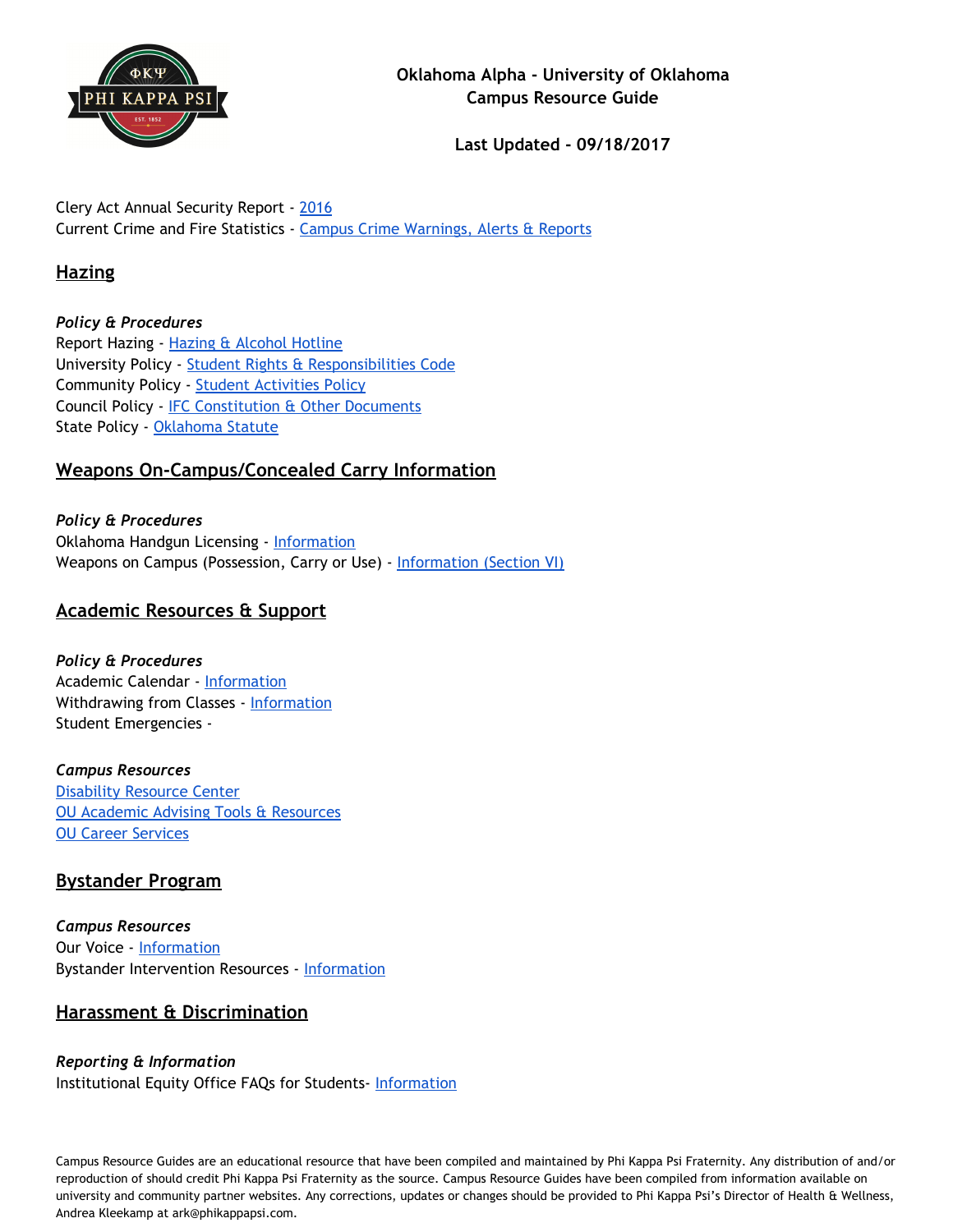**Oklahoma Alpha - University of Oklahoma**
**Campus Resource Guide**

**Last Updated - 09/18/2017**

Clery Act Annual Security Report - 2016
Current Crime and Fire Statistics - Campus Crime Warnings, Alerts & Reports

## Hazing

***Policy & Procedures***
Report Hazing - Hazing & Alcohol Hotline
University Policy - Student Rights & Responsibilities Code
Community Policy - Student Activities Policy
Council Policy - IFC Constitution & Other Documents
State Policy - Oklahoma Statute

## Weapons On-Campus/Concealed Carry Information

***Policy & Procedures***
Oklahoma Handgun Licensing - Information
Weapons on Campus (Possession, Carry or Use) - Information (Section VI)

## Academic Resources & Support

***Policy & Procedures***
Academic Calendar - Information
Withdrawing from Classes - Information
Student Emergencies -

***Campus Resources***
Disability Resource Center
OU Academic Advising Tools & Resources
OU Career Services

## Bystander Program

***Campus Resources***
Our Voice - Information
Bystander Intervention Resources - Information

## Harassment & Discrimination

***Reporting & Information***
Institutional Equity Office FAQs for Students- Information

Campus Resource Guides are an educational resource that have been compiled and maintained by Phi Kappa Psi Fraternity. Any distribution of and/or reproduction of should credit Phi Kappa Psi Fraternity as the source. Campus Resource Guides have been compiled from information available on university and community partner websites. Any corrections, updates or changes should be provided to Phi Kappa Psi's Director of Health & Wellness, Andrea Kleekamp at ark@phikappapsi.com.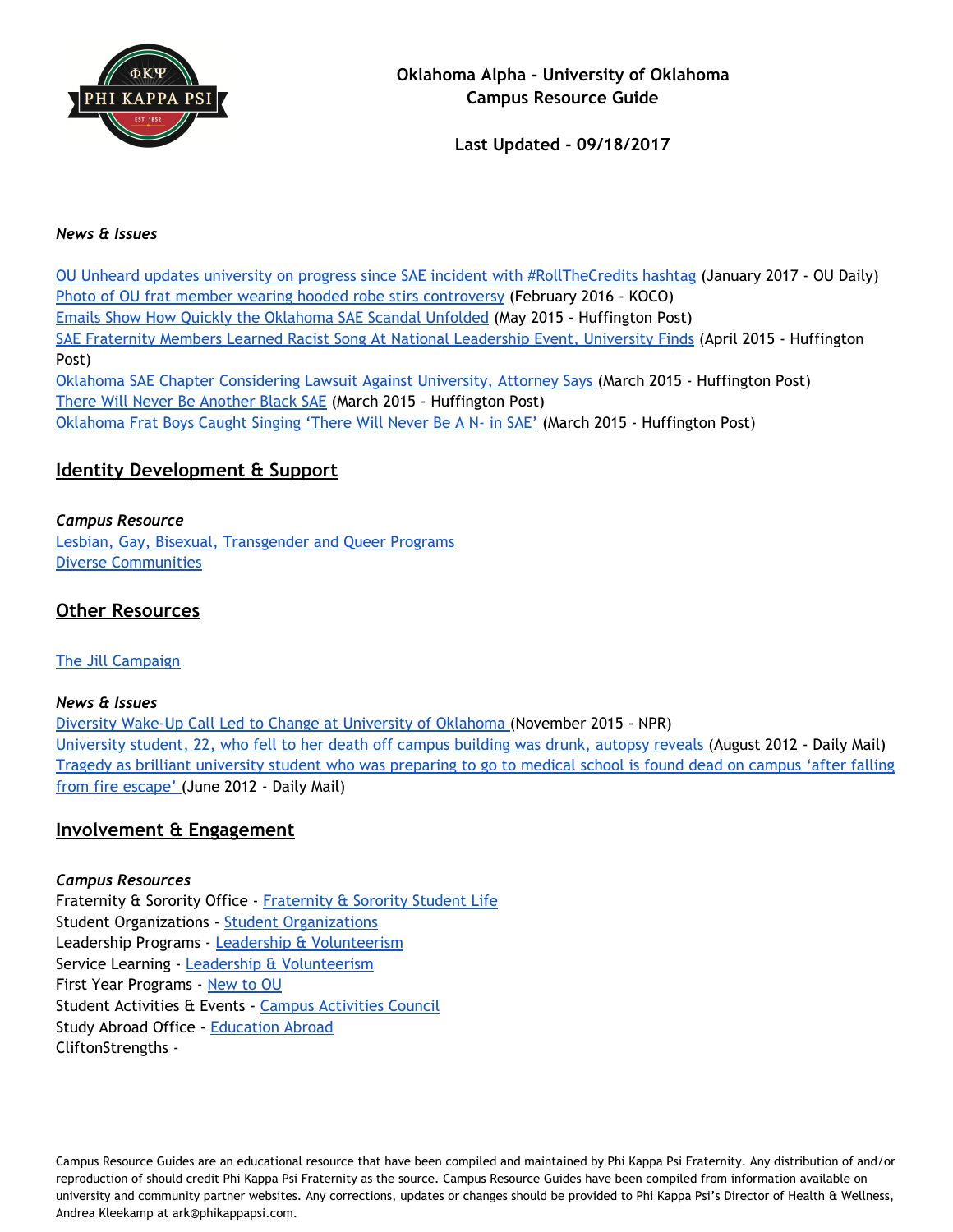**Oklahoma Alpha - University of Oklahoma**
**Campus Resource Guide**

**Last Updated - 09/18/2017**

***News & Issues***

OU Unheard updates university on progress since SAE incident with #RollTheCredits hashtag (January 2017 - OU Daily)
Photo of OU frat member wearing hooded robe stirs controversy (February 2016 - KOCO)
Emails Show How Quickly the Oklahoma SAE Scandal Unfolded (May 2015 - Huffington Post)
SAE Fraternity Members Learned Racist Song At National Leadership Event, University Finds (April 2015 - Huffington Post)
Oklahoma SAE Chapter Considering Lawsuit Against University, Attorney Says (March 2015 - Huffington Post)
There Will Never Be Another Black SAE (March 2015 - Huffington Post)
Oklahoma Frat Boys Caught Singing 'There Will Never Be A N- in SAE' (March 2015 - Huffington Post)

## Identity Development & Support

***Campus Resource***
Lesbian, Gay, Bisexual, Transgender and Queer Programs
Diverse Communities

## Other Resources

The Jill Campaign

***News & Issues***
Diversity Wake-Up Call Led to Change at University of Oklahoma (November 2015 - NPR)
University student, 22, who fell to her death off campus building was drunk, autopsy reveals (August 2012 - Daily Mail)
Tragedy as brilliant university student who was preparing to go to medical school is found dead on campus 'after falling from fire escape' (June 2012 - Daily Mail)

## Involvement & Engagement

***Campus Resources***
Fraternity & Sorority Office - Fraternity & Sorority Student Life
Student Organizations - Student Organizations
Leadership Programs - Leadership & Volunteerism
Service Learning - Leadership & Volunteerism
First Year Programs - New to OU
Student Activities & Events - Campus Activities Council
Study Abroad Office - Education Abroad
CliftonStrengths -

Campus Resource Guides are an educational resource that have been compiled and maintained by Phi Kappa Psi Fraternity. Any distribution of and/or reproduction of should credit Phi Kappa Psi Fraternity as the source. Campus Resource Guides have been compiled from information available on university and community partner websites. Any corrections, updates or changes should be provided to Phi Kappa Psi's Director of Health & Wellness, Andrea Kleekamp at ark@phikappapsi.com.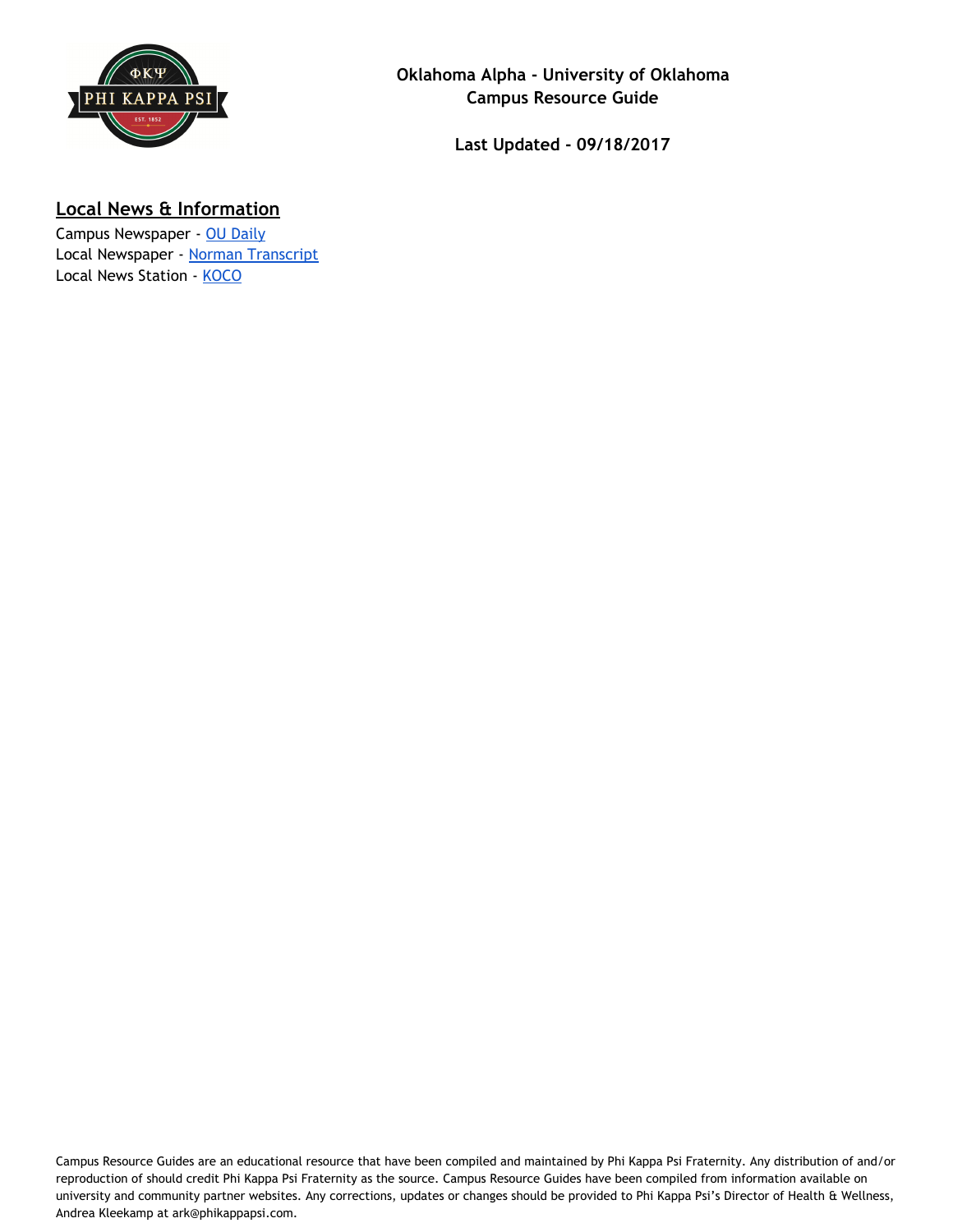**Oklahoma Alpha - University of Oklahoma**
**Campus Resource Guide**

**Last Updated - 09/18/2017**

## Local News & Information

Campus Newspaper - OU Daily
Local Newspaper - Norman Transcript
Local News Station - KOCO

Campus Resource Guides are an educational resource that have been compiled and maintained by Phi Kappa Psi Fraternity. Any distribution of and/or reproduction of should credit Phi Kappa Psi Fraternity as the source. Campus Resource Guides have been compiled from information available on university and community partner websites. Any corrections, updates or changes should be provided to Phi Kappa Psi's Director of Health & Wellness, Andrea Kleekamp at ark@phikappapsi.com.